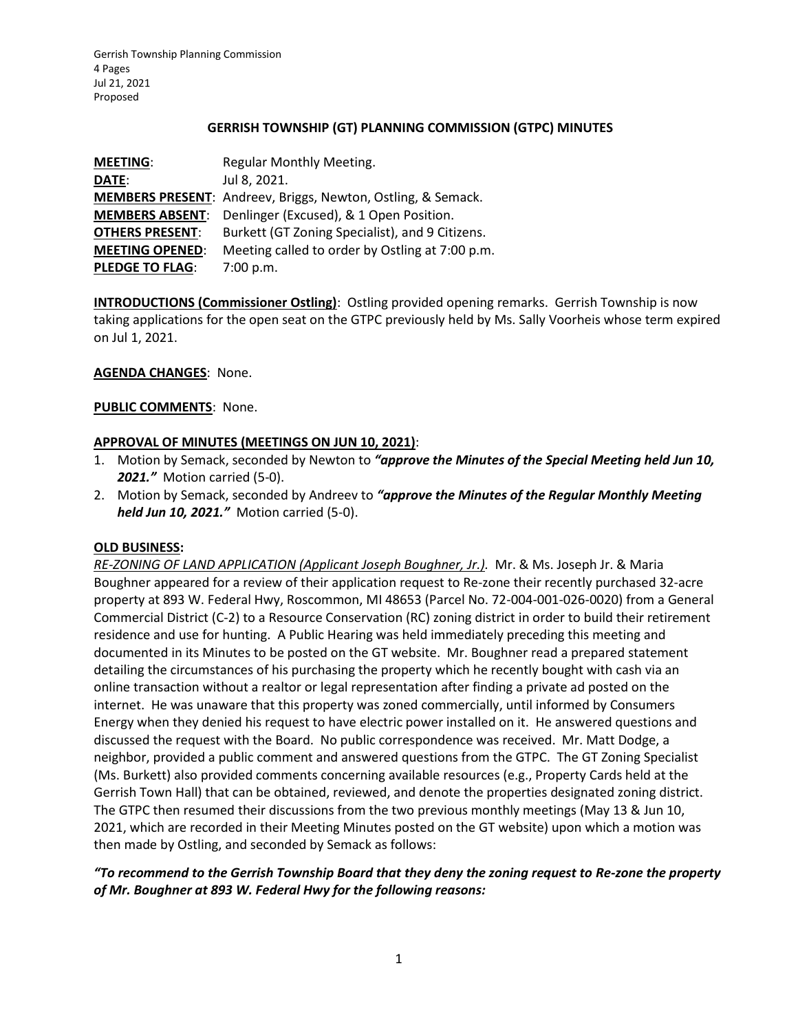Gerrish Township Planning Commission
4 Pages
Jul 21, 2021
Proposed

## GERRISH TOWNSHIP (GT) PLANNING COMMISSION (GTPC) MINUTES

| | |
|---|---|
| **MEETING**: | Regular Monthly Meeting. |
| **DATE**: | Jul 8, 2021. |
| **MEMBERS PRESENT**: | Andreev, Briggs, Newton, Ostling, & Semack. |
| **MEMBERS ABSENT**: | Denlinger (Excused), & 1 Open Position. |
| **OTHERS PRESENT**: | Burkett (GT Zoning Specialist), and 9 Citizens. |
| **MEETING OPENED**: | Meeting called to order by Ostling at 7:00 p.m. |
| **PLEDGE TO FLAG**: | 7:00 p.m. |

**INTRODUCTIONS (Commissioner Ostling)**: Ostling provided opening remarks. Gerrish Township is now taking applications for the open seat on the GTPC previously held by Ms. Sally Voorheis whose term expired on Jul 1, 2021.

**AGENDA CHANGES**: None.

**PUBLIC COMMENTS**: None.

**APPROVAL OF MINUTES (MEETINGS ON JUN 10, 2021)**:

1. Motion by Semack, seconded by Newton to ***"approve the Minutes of the Special Meeting held Jun 10, 2021."*** Motion carried (5-0).
2. Motion by Semack, seconded by Andreev to ***"approve the Minutes of the Regular Monthly Meeting held Jun 10, 2021."*** Motion carried (5-0).

**OLD BUSINESS:**

*RE-ZONING OF LAND APPLICATION (Applicant Joseph Boughner, Jr.).* Mr. & Ms. Joseph Jr. & Maria Boughner appeared for a review of their application request to Re-zone their recently purchased 32-acre property at 893 W. Federal Hwy, Roscommon, MI 48653 (Parcel No. 72-004-001-026-0020) from a General Commercial District (C-2) to a Resource Conservation (RC) zoning district in order to build their retirement residence and use for hunting. A Public Hearing was held immediately preceding this meeting and documented in its Minutes to be posted on the GT website. Mr. Boughner read a prepared statement detailing the circumstances of his purchasing the property which he recently bought with cash via an online transaction without a realtor or legal representation after finding a private ad posted on the internet. He was unaware that this property was zoned commercially, until informed by Consumers Energy when they denied his request to have electric power installed on it. He answered questions and discussed the request with the Board. No public correspondence was received. Mr. Matt Dodge, a neighbor, provided a public comment and answered questions from the GTPC. The GT Zoning Specialist (Ms. Burkett) also provided comments concerning available resources (e.g., Property Cards held at the Gerrish Town Hall) that can be obtained, reviewed, and denote the properties designated zoning district. The GTPC then resumed their discussions from the two previous monthly meetings (May 13 & Jun 10, 2021, which are recorded in their Meeting Minutes posted on the GT website) upon which a motion was then made by Ostling, and seconded by Semack as follows:

***"To recommend to the Gerrish Township Board that they deny the zoning request to Re-zone the property of Mr. Boughner at 893 W. Federal Hwy for the following reasons:***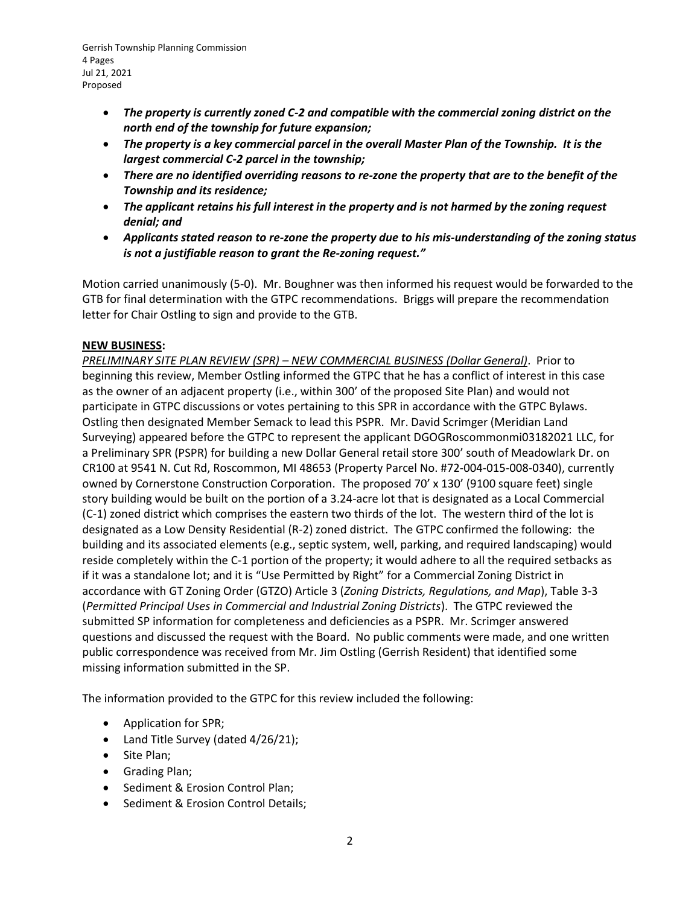- ***The property is currently zoned C-2 and compatible with the commercial zoning district on the north end of the township for future expansion;***
- ***The property is a key commercial parcel in the overall Master Plan of the Township. It is the largest commercial C-2 parcel in the township;***
- ***There are no identified overriding reasons to re-zone the property that are to the benefit of the Township and its residence;***
- ***The applicant retains his full interest in the property and is not harmed by the zoning request denial; and***
- ***Applicants stated reason to re-zone the property due to his mis-understanding of the zoning status is not a justifiable reason to grant the Re-zoning request."***

Motion carried unanimously (5-0). Mr. Boughner was then informed his request would be forwarded to the GTB for final determination with the GTPC recommendations. Briggs will prepare the recommendation letter for Chair Ostling to sign and provide to the GTB.

**NEW BUSINESS:**

*PRELIMINARY SITE PLAN REVIEW (SPR) – NEW COMMERCIAL BUSINESS (Dollar General)*. Prior to beginning this review, Member Ostling informed the GTPC that he has a conflict of interest in this case as the owner of an adjacent property (i.e., within 300' of the proposed Site Plan) and would not participate in GTPC discussions or votes pertaining to this SPR in accordance with the GTPC Bylaws. Ostling then designated Member Semack to lead this PSPR. Mr. David Scrimger (Meridian Land Surveying) appeared before the GTPC to represent the applicant DGOGRoscommonmi03182021 LLC, for a Preliminary SPR (PSPR) for building a new Dollar General retail store 300' south of Meadowlark Dr. on CR100 at 9541 N. Cut Rd, Roscommon, MI 48653 (Property Parcel No. #72-004-015-008-0340), currently owned by Cornerstone Construction Corporation. The proposed 70' x 130' (9100 square feet) single story building would be built on the portion of a 3.24-acre lot that is designated as a Local Commercial (C-1) zoned district which comprises the eastern two thirds of the lot. The western third of the lot is designated as a Low Density Residential (R-2) zoned district. The GTPC confirmed the following: the building and its associated elements (e.g., septic system, well, parking, and required landscaping) would reside completely within the C-1 portion of the property; it would adhere to all the required setbacks as if it was a standalone lot; and it is "Use Permitted by Right" for a Commercial Zoning District in accordance with GT Zoning Order (GTZO) Article 3 (*Zoning Districts, Regulations, and Map*), Table 3-3 (*Permitted Principal Uses in Commercial and Industrial Zoning Districts*). The GTPC reviewed the submitted SP information for completeness and deficiencies as a PSPR. Mr. Scrimger answered questions and discussed the request with the Board. No public comments were made, and one written public correspondence was received from Mr. Jim Ostling (Gerrish Resident) that identified some missing information submitted in the SP.

The information provided to the GTPC for this review included the following:

- Application for SPR;
- Land Title Survey (dated 4/26/21);
- Site Plan;
- Grading Plan;
- Sediment & Erosion Control Plan;
- Sediment & Erosion Control Details;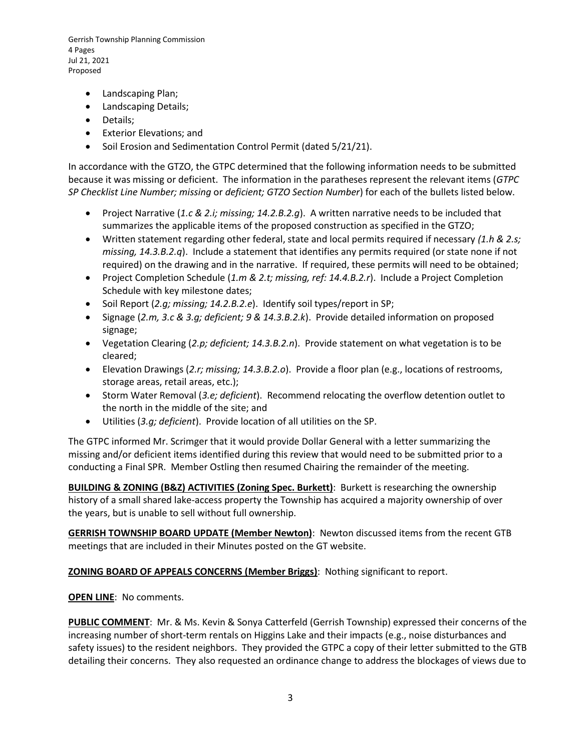- Landscaping Plan;
- Landscaping Details;
- Details;
- Exterior Elevations; and
- Soil Erosion and Sedimentation Control Permit (dated 5/21/21).

In accordance with the GTZO, the GTPC determined that the following information needs to be submitted because it was missing or deficient. The information in the paratheses represent the relevant items (*GTPC SP Checklist Line Number; missing* or *deficient; GTZO Section Number*) for each of the bullets listed below.

- Project Narrative (*1.c & 2.i; missing; 14.2.B.2.g*). A written narrative needs to be included that summarizes the applicable items of the proposed construction as specified in the GTZO;
- Written statement regarding other federal, state and local permits required if necessary *(1.h & 2.s; missing, 14.3.B.2.q*). Include a statement that identifies any permits required (or state none if not required) on the drawing and in the narrative. If required, these permits will need to be obtained;
- Project Completion Schedule (*1.m & 2.t; missing, ref: 14.4.B.2.r*). Include a Project Completion Schedule with key milestone dates;
- Soil Report (*2.g; missing; 14.2.B.2.e*). Identify soil types/report in SP;
- Signage (*2.m, 3.c & 3.g; deficient; 9 & 14.3.B.2.k*). Provide detailed information on proposed signage;
- Vegetation Clearing (*2.p; deficient; 14.3.B.2.n*). Provide statement on what vegetation is to be cleared;
- Elevation Drawings (*2.r; missing; 14.3.B.2.o*). Provide a floor plan (e.g., locations of restrooms, storage areas, retail areas, etc.);
- Storm Water Removal (*3.e; deficient*). Recommend relocating the overflow detention outlet to the north in the middle of the site; and
- Utilities (*3.g; deficient*). Provide location of all utilities on the SP.

The GTPC informed Mr. Scrimger that it would provide Dollar General with a letter summarizing the missing and/or deficient items identified during this review that would need to be submitted prior to a conducting a Final SPR. Member Ostling then resumed Chairing the remainder of the meeting.

**BUILDING & ZONING (B&Z) ACTIVITIES (Zoning Spec. Burkett)**: Burkett is researching the ownership history of a small shared lake-access property the Township has acquired a majority ownership of over the years, but is unable to sell without full ownership.

**GERRISH TOWNSHIP BOARD UPDATE (Member Newton)**: Newton discussed items from the recent GTB meetings that are included in their Minutes posted on the GT website.

**ZONING BOARD OF APPEALS CONCERNS (Member Briggs)**: Nothing significant to report.

**OPEN LINE**: No comments.

**PUBLIC COMMENT**: Mr. & Ms. Kevin & Sonya Catterfeld (Gerrish Township) expressed their concerns of the increasing number of short-term rentals on Higgins Lake and their impacts (e.g., noise disturbances and safety issues) to the resident neighbors. They provided the GTPC a copy of their letter submitted to the GTB detailing their concerns. They also requested an ordinance change to address the blockages of views due to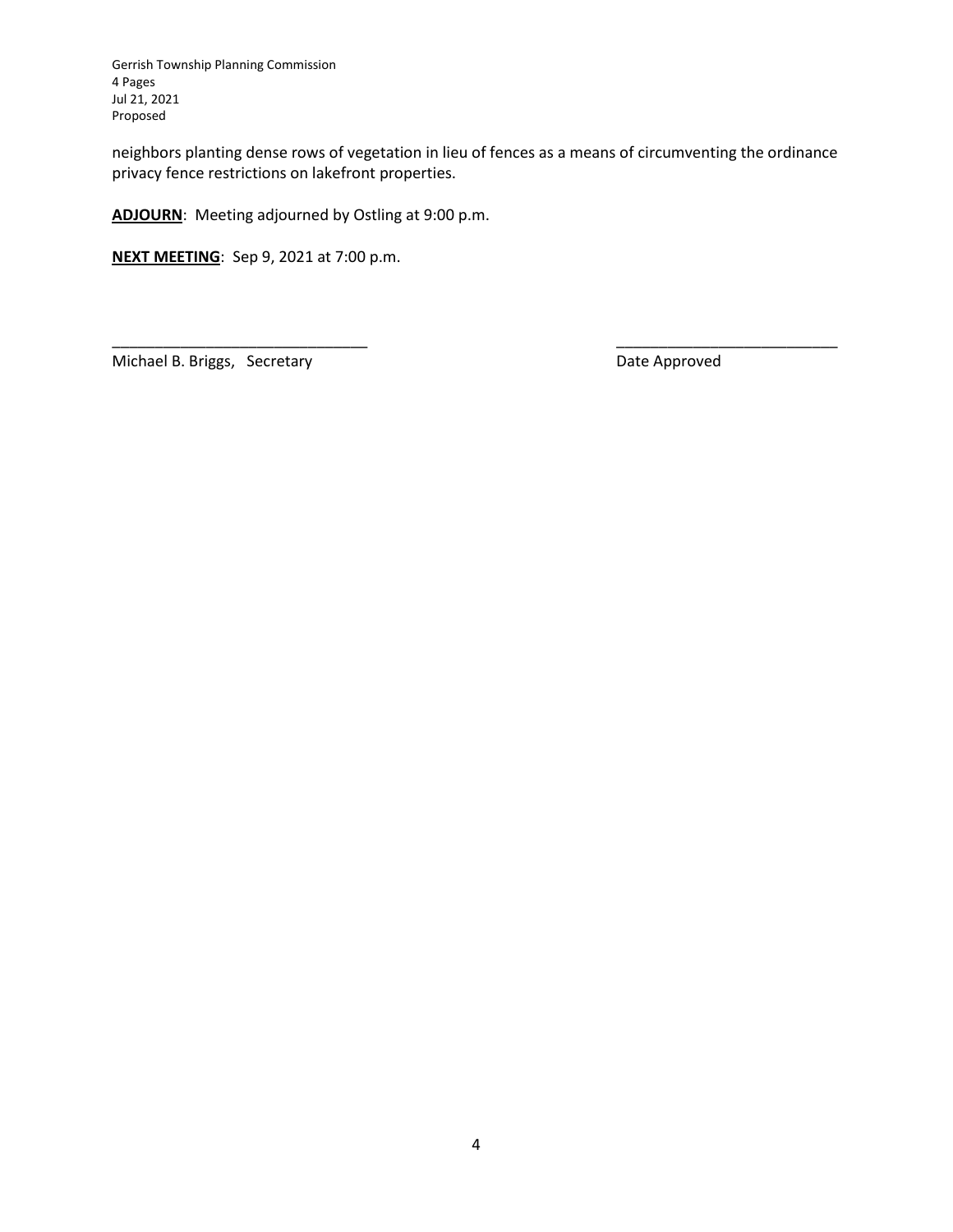neighbors planting dense rows of vegetation in lieu of fences as a means of circumventing the ordinance privacy fence restrictions on lakefront properties.

**ADJOURN**: Meeting adjourned by Ostling at 9:00 p.m.

**NEXT MEETING**: Sep 9, 2021 at 7:00 p.m.

______________________________ ______________________________

Michael B. Briggs, Secretary Date Approved